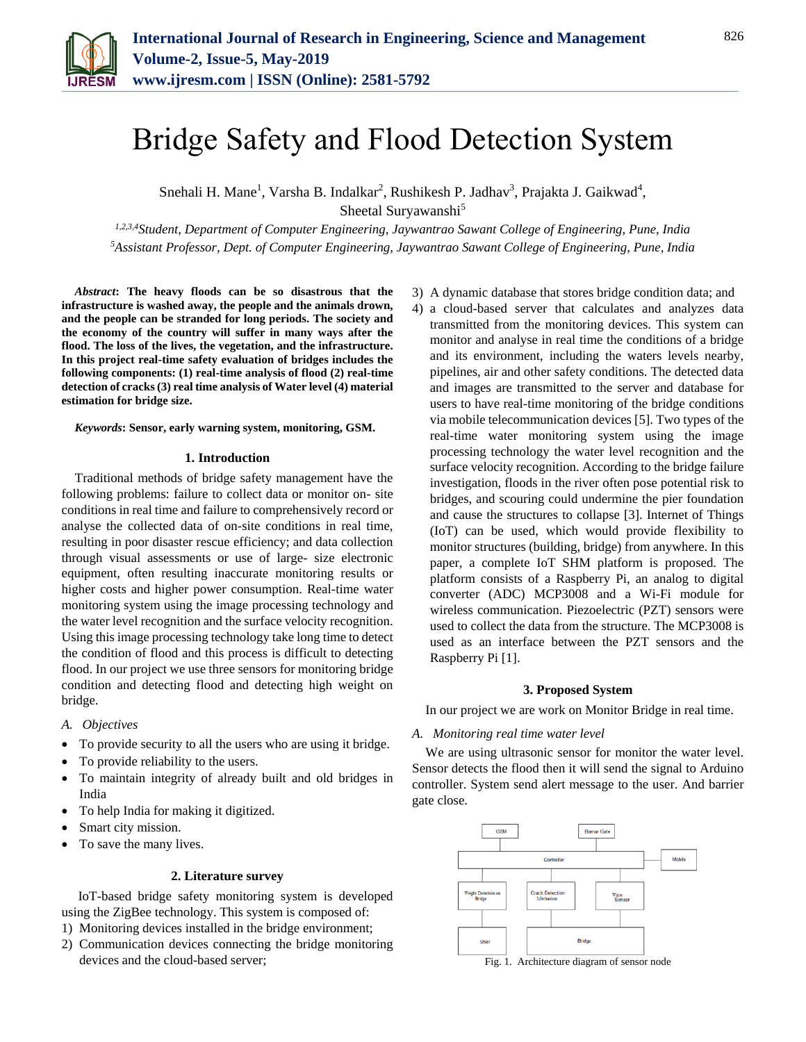# Bridge Safety and Flood Detection System

Snehali H. Mane[1], Varsha B. Indalkar[2], Rushikesh P. Jadhav[3], Prajakta J. Gaikwad[4], Sheetal Suryawanshi[5]

[1,2,3,4]*Student, Department of Computer Engineering, Jaywantrao Sawant College of Engineering, Pune, India*
[5]*Assistant Professor, Dept. of Computer Engineering, Jaywantrao Sawant College of Engineering, Pune, India*

***Abstract*****: The heavy floods can be so disastrous that the infrastructure is washed away, the people and the animals drown, and the people can be stranded for long periods. The society and the economy of the country will suffer in many ways after the flood. The loss of the lives, the vegetation, and the infrastructure. In this project real-time safety evaluation of bridges includes the following components: (1) real-time analysis of flood (2) real-time detection of cracks (3) real time analysis of Water level (4) material estimation for bridge size.**

***Keywords*****: Sensor, early warning system, monitoring, GSM.**

## 1. Introduction

Traditional methods of bridge safety management have the following problems: failure to collect data or monitor on- site conditions in real time and failure to comprehensively record or analyse the collected data of on-site conditions in real time, resulting in poor disaster rescue efficiency; and data collection through visual assessments or use of large- size electronic equipment, often resulting inaccurate monitoring results or higher costs and higher power consumption. Real-time water monitoring system using the image processing technology and the water level recognition and the surface velocity recognition. Using this image processing technology take long time to detect the condition of flood and this process is difficult to detecting flood. In our project we use three sensors for monitoring bridge condition and detecting flood and detecting high weight on bridge.

### *A. Objectives*

- To provide security to all the users who are using it bridge.
- To provide reliability to the users.
- To maintain integrity of already built and old bridges in India
- To help India for making it digitized.
- Smart city mission.
- To save the many lives.

## 2. Literature survey

IoT-based bridge safety monitoring system is developed using the ZigBee technology. This system is composed of:

1) Monitoring devices installed in the bridge environment;
2) Communication devices connecting the bridge monitoring devices and the cloud-based server;
3) A dynamic database that stores bridge condition data; and
4) a cloud-based server that calculates and analyzes data transmitted from the monitoring devices. This system can monitor and analyse in real time the conditions of a bridge and its environment, including the waters levels nearby, pipelines, air and other safety conditions. The detected data and images are transmitted to the server and database for users to have real-time monitoring of the bridge conditions via mobile telecommunication devices [5]. Two types of the real-time water monitoring system using the image processing technology the water level recognition and the surface velocity recognition. According to the bridge failure investigation, floods in the river often pose potential risk to bridges, and scouring could undermine the pier foundation and cause the structures to collapse [3]. Internet of Things (IoT) can be used, which would provide flexibility to monitor structures (building, bridge) from anywhere. In this paper, a complete IoT SHM platform is proposed. The platform consists of a Raspberry Pi, an analog to digital converter (ADC) MCP3008 and a Wi-Fi module for wireless communication. Piezoelectric (PZT) sensors were used to collect the data from the structure. The MCP3008 is used as an interface between the PZT sensors and the Raspberry Pi [1].

## 3. Proposed System

In our project we are work on Monitor Bridge in real time.

### *A. Monitoring real time water level*

We are using ultrasonic sensor for monitor the water level. Sensor detects the flood then it will send the signal to Arduino controller. System send alert message to the user. And barrier gate close.

Fig. 1. Architecture diagram of sensor node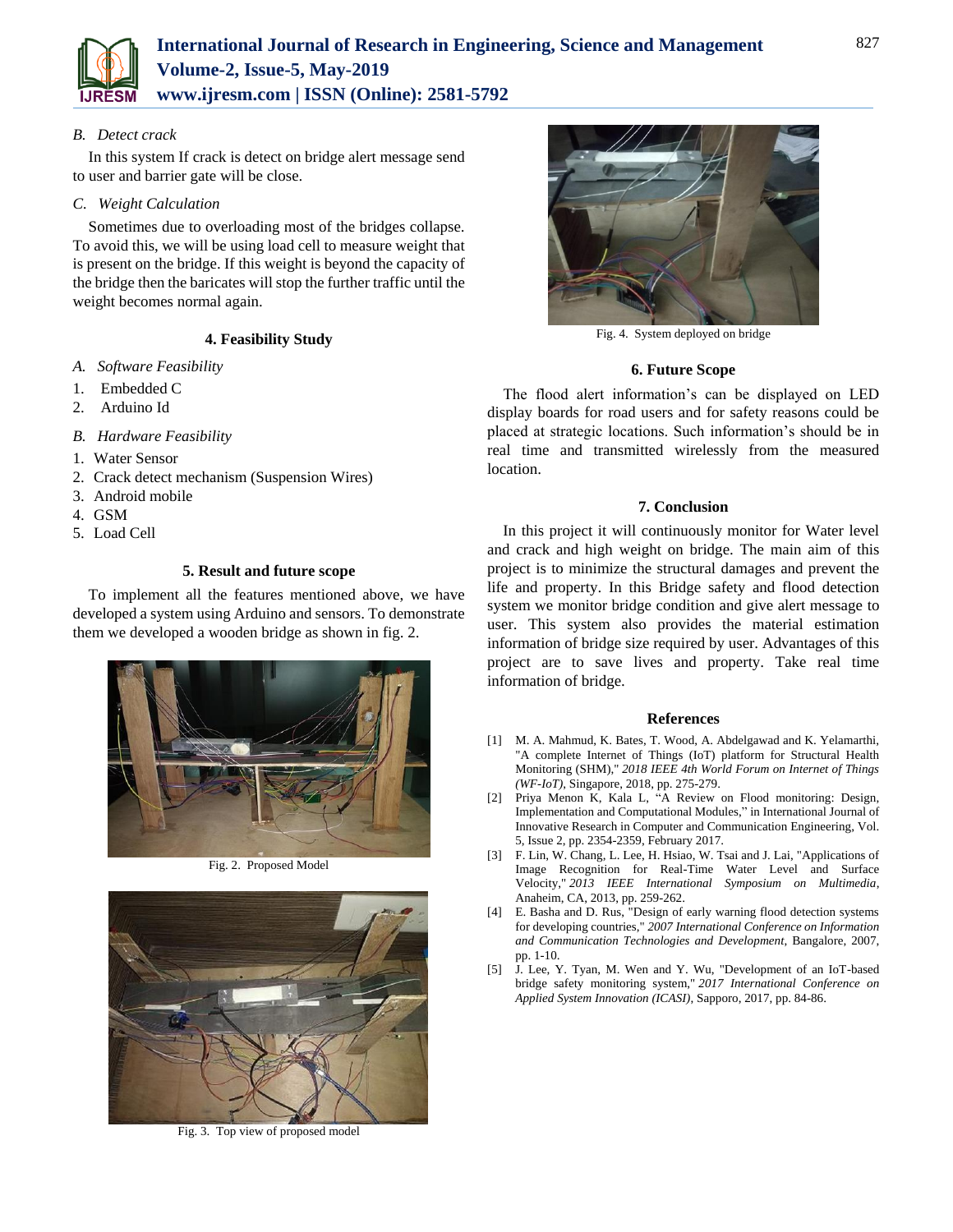*B. Detect crack*

In this system If crack is detect on bridge alert message send to user and barrier gate will be close.

*C. Weight Calculation*

Sometimes due to overloading most of the bridges collapse. To avoid this, we will be using load cell to measure weight that is present on the bridge. If this weight is beyond the capacity of the bridge then the baricates will stop the further traffic until the weight becomes normal again.

### 4. Feasibility Study

*A. Software Feasibility*

1. Embedded C
2. Arduino Id

*B. Hardware Feasibility*

1. Water Sensor
2. Crack detect mechanism (Suspension Wires)
3. Android mobile
4. GSM
5. Load Cell

### 5. Result and future scope

To implement all the features mentioned above, we have developed a system using Arduino and sensors. To demonstrate them we developed a wooden bridge as shown in fig. 2.

Fig. 2. Proposed Model

Fig. 3. Top view of proposed model

Fig. 4. System deployed on bridge

### 6. Future Scope

The flood alert information's can be displayed on LED display boards for road users and for safety reasons could be placed at strategic locations. Such information's should be in real time and transmitted wirelessly from the measured location.

### 7. Conclusion

In this project it will continuously monitor for Water level and crack and high weight on bridge. The main aim of this project is to minimize the structural damages and prevent the life and property. In this Bridge safety and flood detection system we monitor bridge condition and give alert message to user. This system also provides the material estimation information of bridge size required by user. Advantages of this project are to save lives and property. Take real time information of bridge.

### References

[1] M. A. Mahmud, K. Bates, T. Wood, A. Abdelgawad and K. Yelamarthi, "A complete Internet of Things (IoT) platform for Structural Health Monitoring (SHM)," *2018 IEEE 4th World Forum on Internet of Things (WF-IoT)*, Singapore, 2018, pp. 275-279.

[2] Priya Menon K, Kala L, "A Review on Flood monitoring: Design, Implementation and Computational Modules," in International Journal of Innovative Research in Computer and Communication Engineering, Vol. 5, Issue 2, pp. 2354-2359, February 2017.

[3] F. Lin, W. Chang, L. Lee, H. Hsiao, W. Tsai and J. Lai, "Applications of Image Recognition for Real-Time Water Level and Surface Velocity," *2013 IEEE International Symposium on Multimedia*, Anaheim, CA, 2013, pp. 259-262.

[4] E. Basha and D. Rus, "Design of early warning flood detection systems for developing countries," *2007 International Conference on Information and Communication Technologies and Development*, Bangalore, 2007, pp. 1-10.

[5] J. Lee, Y. Tyan, M. Wen and Y. Wu, "Development of an IoT-based bridge safety monitoring system," *2017 International Conference on Applied System Innovation (ICASI)*, Sapporo, 2017, pp. 84-86.